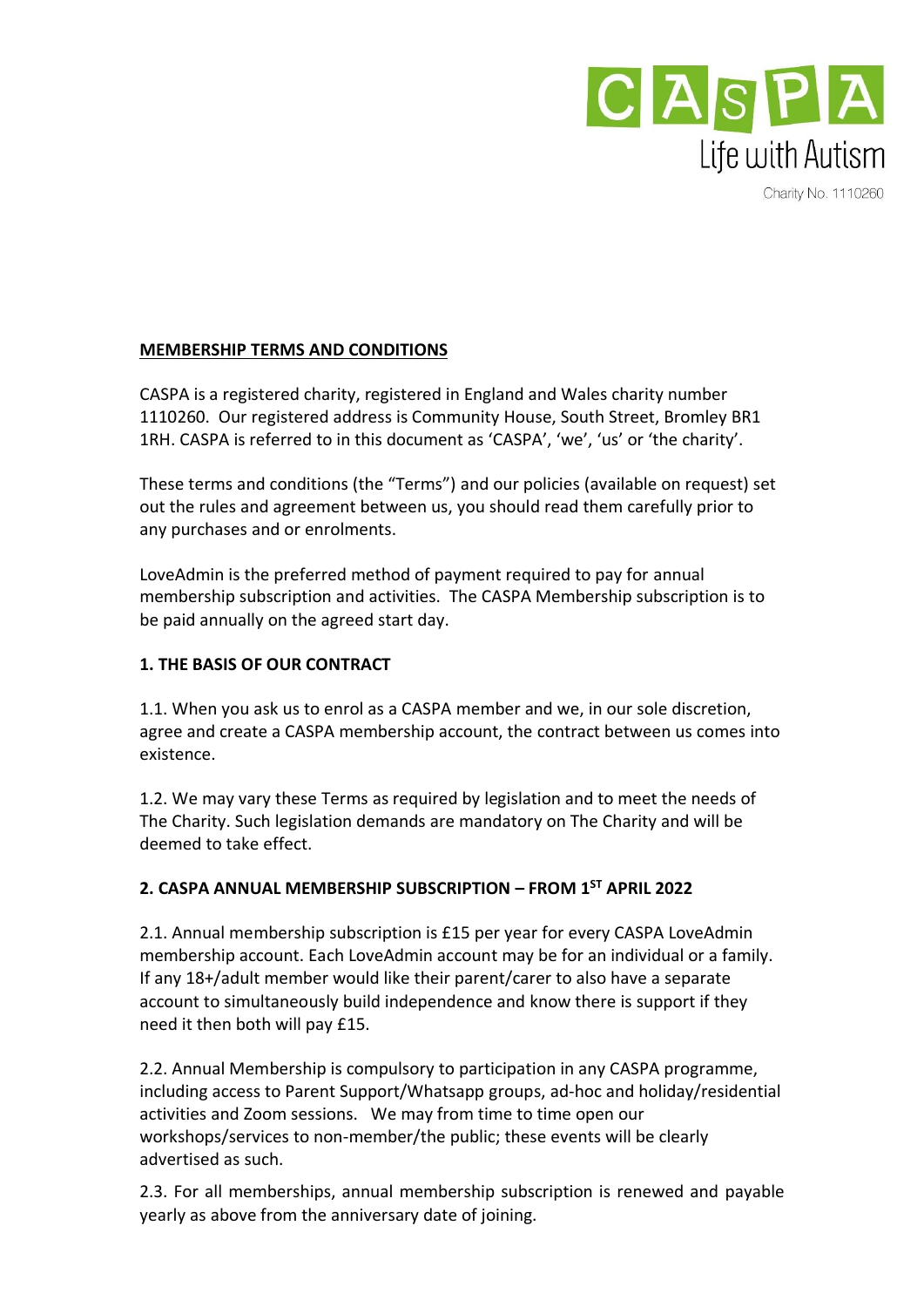CASPA
Life with Autism
Charity No. 1110260

**MEMBERSHIP TERMS AND CONDITIONS**

CASPA is a registered charity, registered in England and Wales charity number 1110260. Our registered address is Community House, South Street, Bromley BR1 1RH. CASPA is referred to in this document as 'CASPA', 'we', 'us' or 'the charity'.

These terms and conditions (the "Terms") and our policies (available on request) set out the rules and agreement between us, you should read them carefully prior to any purchases and or enrolments.

LoveAdmin is the preferred method of payment required to pay for annual membership subscription and activities. The CASPA Membership subscription is to be paid annually on the agreed start day.

**1. THE BASIS OF OUR CONTRACT**

1.1. When you ask us to enrol as a CASPA member and we, in our sole discretion, agree and create a CASPA membership account, the contract between us comes into existence.

1.2. We may vary these Terms as required by legislation and to meet the needs of The Charity. Such legislation demands are mandatory on The Charity and will be deemed to take effect.

**2. CASPA ANNUAL MEMBERSHIP SUBSCRIPTION – FROM 1ST APRIL 2022**

2.1. Annual membership subscription is £15 per year for every CASPA LoveAdmin membership account. Each LoveAdmin account may be for an individual or a family. If any 18+/adult member would like their parent/carer to also have a separate account to simultaneously build independence and know there is support if they need it then both will pay £15.

2.2. Annual Membership is compulsory to participation in any CASPA programme, including access to Parent Support/Whatsapp groups, ad-hoc and holiday/residential activities and Zoom sessions. We may from time to time open our workshops/services to non-member/the public; these events will be clearly advertised as such.

2.3. For all memberships, annual membership subscription is renewed and payable yearly as above from the anniversary date of joining.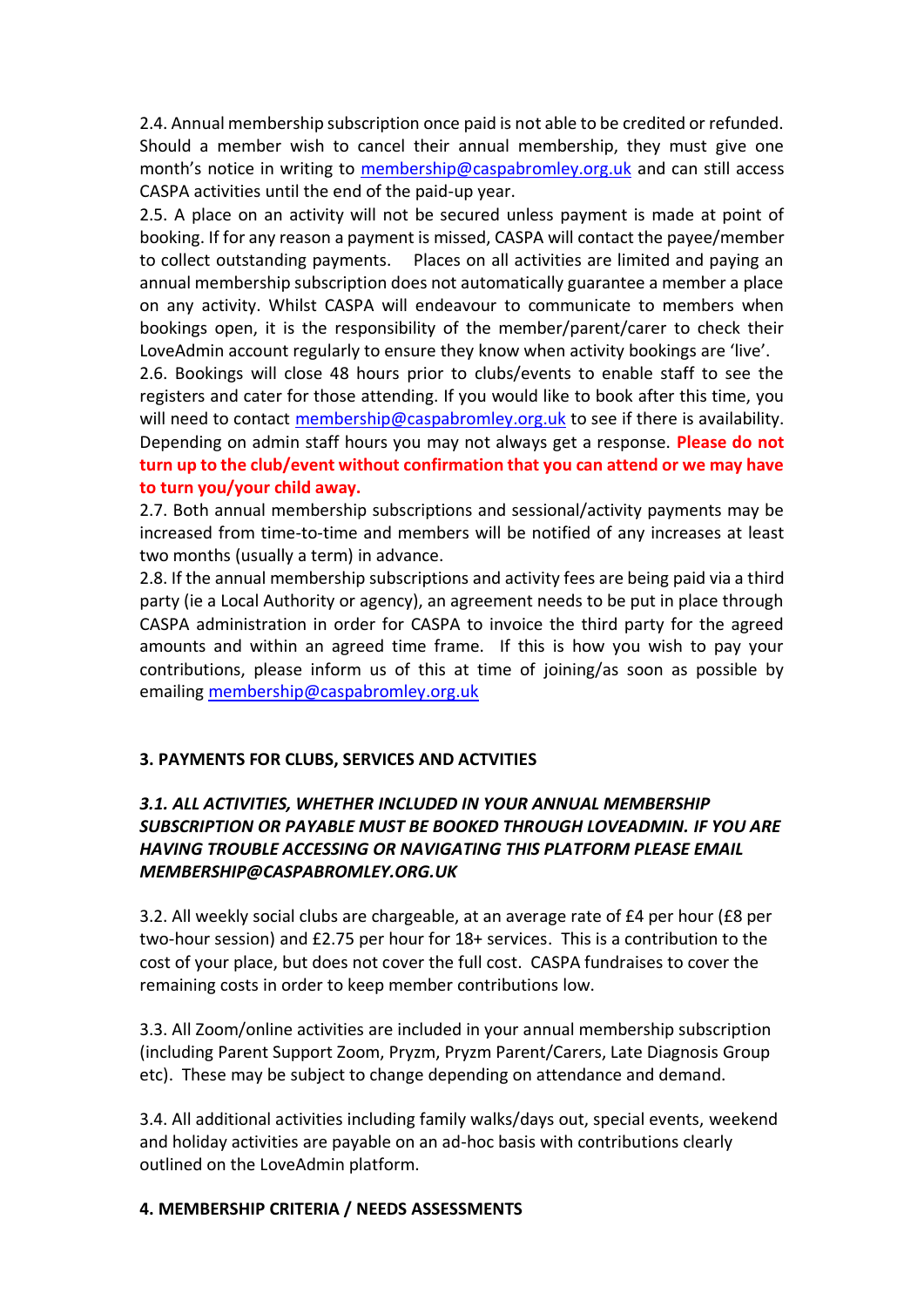2.4. Annual membership subscription once paid is not able to be credited or refunded. Should a member wish to cancel their annual membership, they must give one month's notice in writing to membership@caspabromley.org.uk and can still access CASPA activities until the end of the paid-up year.

2.5. A place on an activity will not be secured unless payment is made at point of booking. If for any reason a payment is missed, CASPA will contact the payee/member to collect outstanding payments. Places on all activities are limited and paying an annual membership subscription does not automatically guarantee a member a place on any activity. Whilst CASPA will endeavour to communicate to members when bookings open, it is the responsibility of the member/parent/carer to check their LoveAdmin account regularly to ensure they know when activity bookings are 'live'.

2.6. Bookings will close 48 hours prior to clubs/events to enable staff to see the registers and cater for those attending. If you would like to book after this time, you will need to contact membership@caspabromley.org.uk to see if there is availability. Depending on admin staff hours you may not always get a response. **Please do not turn up to the club/event without confirmation that you can attend or we may have to turn you/your child away.**

2.7. Both annual membership subscriptions and sessional/activity payments may be increased from time-to-time and members will be notified of any increases at least two months (usually a term) in advance.

2.8. If the annual membership subscriptions and activity fees are being paid via a third party (ie a Local Authority or agency), an agreement needs to be put in place through CASPA administration in order for CASPA to invoice the third party for the agreed amounts and within an agreed time frame. If this is how you wish to pay your contributions, please inform us of this at time of joining/as soon as possible by emailing membership@caspabromley.org.uk

## 3. PAYMENTS FOR CLUBS, SERVICES AND ACTVITIES

***3.1. ALL ACTIVITIES, WHETHER INCLUDED IN YOUR ANNUAL MEMBERSHIP SUBSCRIPTION OR PAYABLE MUST BE BOOKED THROUGH LOVEADMIN. IF YOU ARE HAVING TROUBLE ACCESSING OR NAVIGATING THIS PLATFORM PLEASE EMAIL MEMBERSHIP@CASPABROMLEY.ORG.UK***

3.2. All weekly social clubs are chargeable, at an average rate of £4 per hour (£8 per two-hour session) and £2.75 per hour for 18+ services. This is a contribution to the cost of your place, but does not cover the full cost. CASPA fundraises to cover the remaining costs in order to keep member contributions low.

3.3. All Zoom/online activities are included in your annual membership subscription (including Parent Support Zoom, Pryzm, Pryzm Parent/Carers, Late Diagnosis Group etc). These may be subject to change depending on attendance and demand.

3.4. All additional activities including family walks/days out, special events, weekend and holiday activities are payable on an ad-hoc basis with contributions clearly outlined on the LoveAdmin platform.

## 4. MEMBERSHIP CRITERIA / NEEDS ASSESSMENTS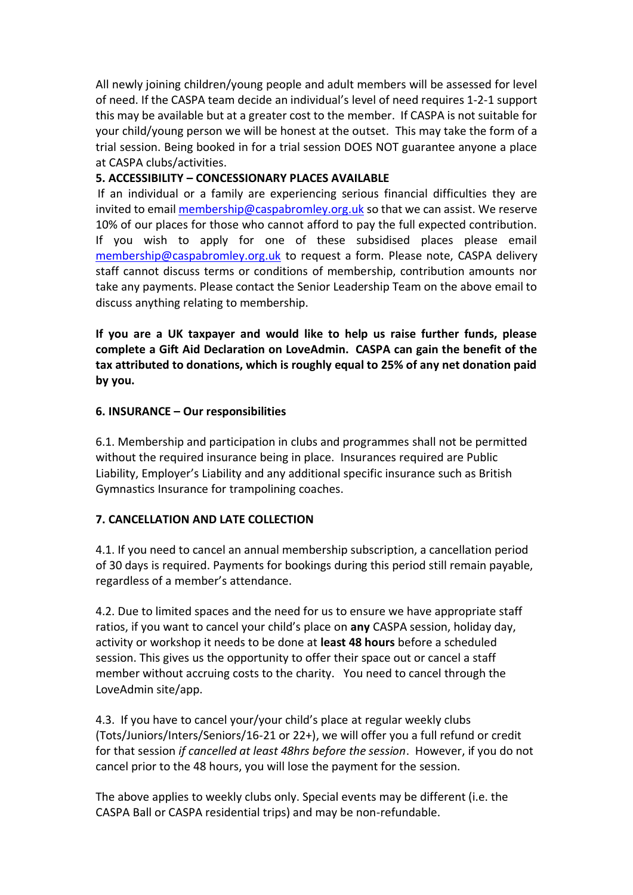All newly joining children/young people and adult members will be assessed for level of need. If the CASPA team decide an individual's level of need requires 1-2-1 support this may be available but at a greater cost to the member. If CASPA is not suitable for your child/young person we will be honest at the outset. This may take the form of a trial session. Being booked in for a trial session DOES NOT guarantee anyone a place at CASPA clubs/activities.

**5. ACCESSIBILITY – CONCESSIONARY PLACES AVAILABLE**

If an individual or a family are experiencing serious financial difficulties they are invited to email membership@caspabromley.org.uk so that we can assist. We reserve 10% of our places for those who cannot afford to pay the full expected contribution. If you wish to apply for one of these subsidised places please email membership@caspabromley.org.uk to request a form. Please note, CASPA delivery staff cannot discuss terms or conditions of membership, contribution amounts nor take any payments. Please contact the Senior Leadership Team on the above email to discuss anything relating to membership.

**If you are a UK taxpayer and would like to help us raise further funds, please complete a Gift Aid Declaration on LoveAdmin. CASPA can gain the benefit of the tax attributed to donations, which is roughly equal to 25% of any net donation paid by you.**

**6. INSURANCE – Our responsibilities**

6.1. Membership and participation in clubs and programmes shall not be permitted without the required insurance being in place. Insurances required are Public Liability, Employer's Liability and any additional specific insurance such as British Gymnastics Insurance for trampolining coaches.

**7. CANCELLATION AND LATE COLLECTION**

4.1. If you need to cancel an annual membership subscription, a cancellation period of 30 days is required. Payments for bookings during this period still remain payable, regardless of a member's attendance.

4.2. Due to limited spaces and the need for us to ensure we have appropriate staff ratios, if you want to cancel your child's place on **any** CASPA session, holiday day, activity or workshop it needs to be done at **least 48 hours** before a scheduled session. This gives us the opportunity to offer their space out or cancel a staff member without accruing costs to the charity. You need to cancel through the LoveAdmin site/app.

4.3. If you have to cancel your/your child's place at regular weekly clubs (Tots/Juniors/Inters/Seniors/16-21 or 22+), we will offer you a full refund or credit for that session *if cancelled at least 48hrs before the session*. However, if you do not cancel prior to the 48 hours, you will lose the payment for the session.

The above applies to weekly clubs only. Special events may be different (i.e. the CASPA Ball or CASPA residential trips) and may be non-refundable.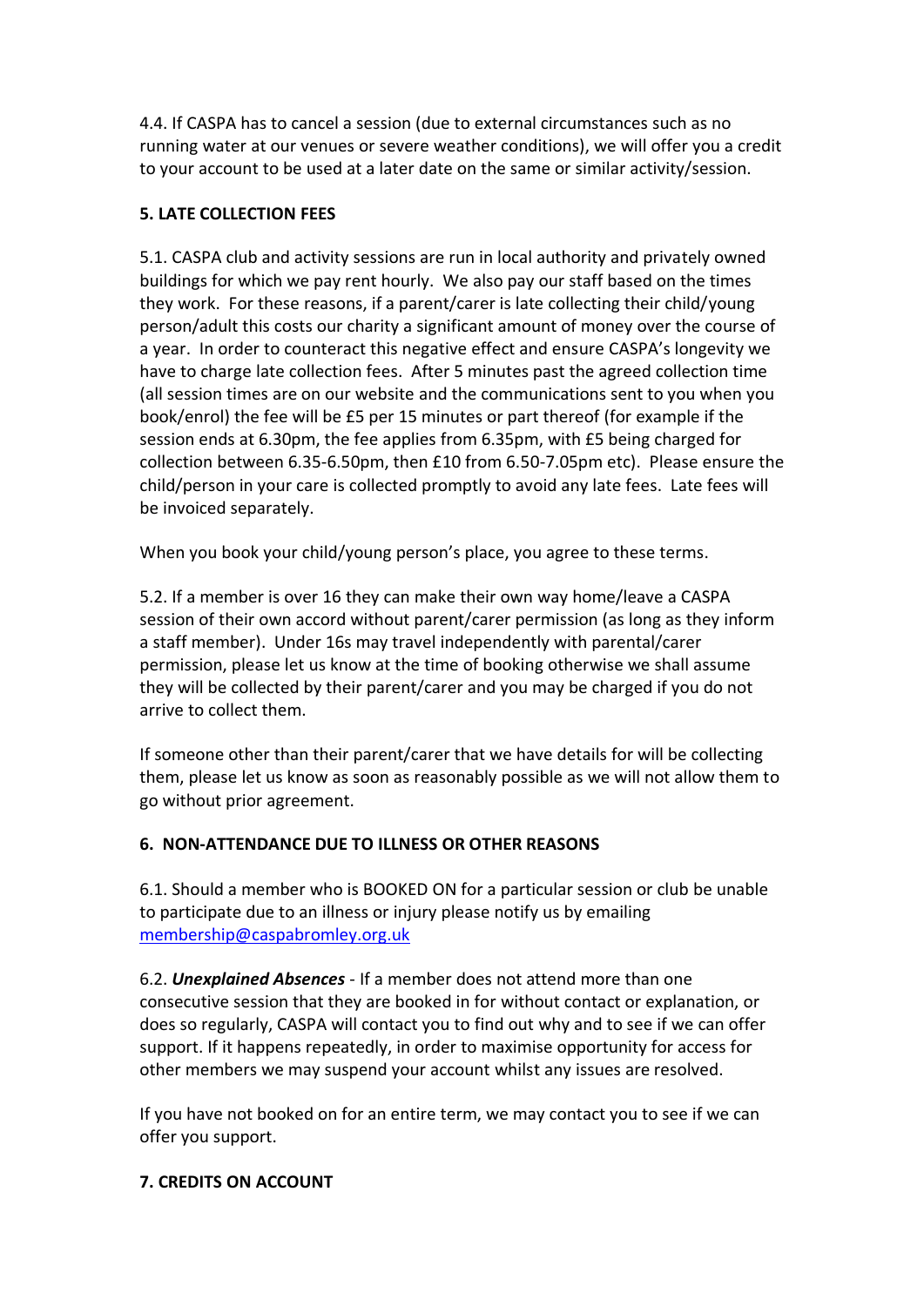4.4. If CASPA has to cancel a session (due to external circumstances such as no running water at our venues or severe weather conditions), we will offer you a credit to your account to be used at a later date on the same or similar activity/session.

## 5. LATE COLLECTION FEES

5.1. CASPA club and activity sessions are run in local authority and privately owned buildings for which we pay rent hourly. We also pay our staff based on the times they work. For these reasons, if a parent/carer is late collecting their child/young person/adult this costs our charity a significant amount of money over the course of a year. In order to counteract this negative effect and ensure CASPA's longevity we have to charge late collection fees. After 5 minutes past the agreed collection time (all session times are on our website and the communications sent to you when you book/enrol) the fee will be £5 per 15 minutes or part thereof (for example if the session ends at 6.30pm, the fee applies from 6.35pm, with £5 being charged for collection between 6.35-6.50pm, then £10 from 6.50-7.05pm etc). Please ensure the child/person in your care is collected promptly to avoid any late fees. Late fees will be invoiced separately.

When you book your child/young person's place, you agree to these terms.

5.2. If a member is over 16 they can make their own way home/leave a CASPA session of their own accord without parent/carer permission (as long as they inform a staff member). Under 16s may travel independently with parental/carer permission, please let us know at the time of booking otherwise we shall assume they will be collected by their parent/carer and you may be charged if you do not arrive to collect them.

If someone other than their parent/carer that we have details for will be collecting them, please let us know as soon as reasonably possible as we will not allow them to go without prior agreement.

## 6. NON-ATTENDANCE DUE TO ILLNESS OR OTHER REASONS

6.1. Should a member who is BOOKED ON for a particular session or club be unable to participate due to an illness or injury please notify us by emailing [membership@caspabromley.org.uk](mailto:membership@caspabromley.org.uk)

6.2. ***Unexplained Absences*** - If a member does not attend more than one consecutive session that they are booked in for without contact or explanation, or does so regularly, CASPA will contact you to find out why and to see if we can offer support. If it happens repeatedly, in order to maximise opportunity for access for other members we may suspend your account whilst any issues are resolved.

If you have not booked on for an entire term, we may contact you to see if we can offer you support.

## 7. CREDITS ON ACCOUNT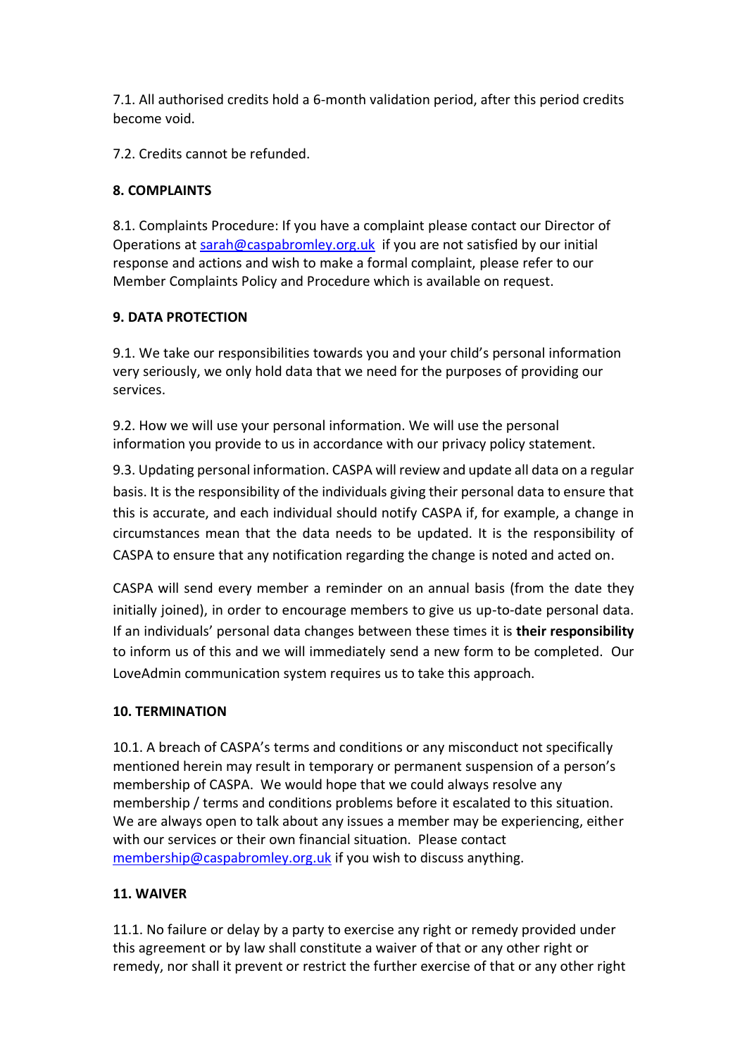7.1. All authorised credits hold a 6-month validation period, after this period credits become void.

7.2. Credits cannot be refunded.

**8. COMPLAINTS**

8.1. Complaints Procedure: If you have a complaint please contact our Director of Operations at [sarah@caspabromley.org.uk](mailto:sarah@caspabromley.org.uk) if you are not satisfied by our initial response and actions and wish to make a formal complaint, please refer to our Member Complaints Policy and Procedure which is available on request.

**9. DATA PROTECTION**

9.1. We take our responsibilities towards you and your child's personal information very seriously, we only hold data that we need for the purposes of providing our services.

9.2. How we will use your personal information. We will use the personal information you provide to us in accordance with our privacy policy statement.

9.3. Updating personal information. CASPA will review and update all data on a regular basis. It is the responsibility of the individuals giving their personal data to ensure that this is accurate, and each individual should notify CASPA if, for example, a change in circumstances mean that the data needs to be updated. It is the responsibility of CASPA to ensure that any notification regarding the change is noted and acted on.

CASPA will send every member a reminder on an annual basis (from the date they initially joined), in order to encourage members to give us up-to-date personal data. If an individuals' personal data changes between these times it is **their responsibility** to inform us of this and we will immediately send a new form to be completed. Our LoveAdmin communication system requires us to take this approach.

**10. TERMINATION**

10.1. A breach of CASPA's terms and conditions or any misconduct not specifically mentioned herein may result in temporary or permanent suspension of a person's membership of CASPA. We would hope that we could always resolve any membership / terms and conditions problems before it escalated to this situation. We are always open to talk about any issues a member may be experiencing, either with our services or their own financial situation. Please contact [membership@caspabromley.org.uk](mailto:membership@caspabromley.org.uk) if you wish to discuss anything.

**11. WAIVER**

11.1. No failure or delay by a party to exercise any right or remedy provided under this agreement or by law shall constitute a waiver of that or any other right or remedy, nor shall it prevent or restrict the further exercise of that or any other right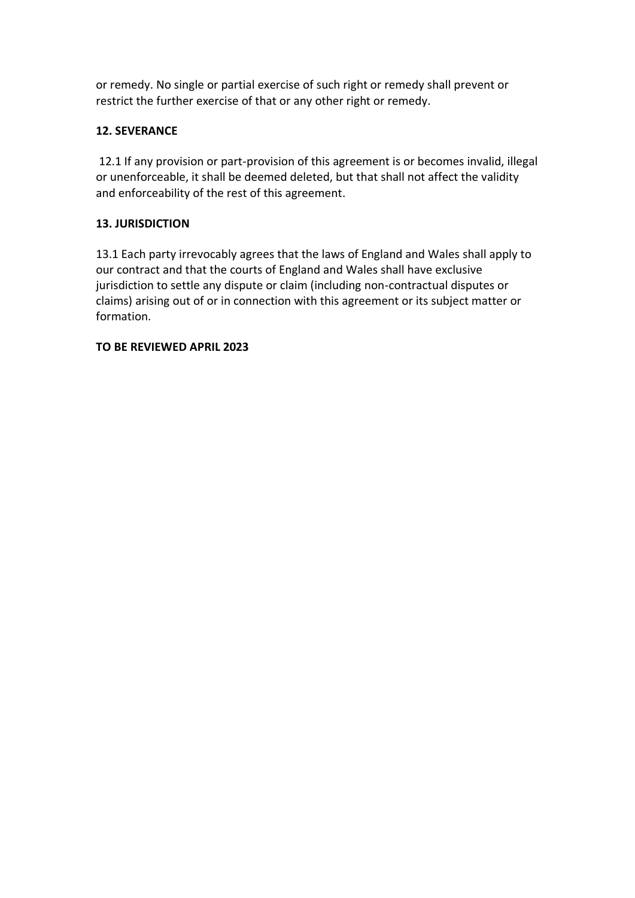or remedy. No single or partial exercise of such right or remedy shall prevent or restrict the further exercise of that or any other right or remedy.

**12. SEVERANCE**

12.1 If any provision or part-provision of this agreement is or becomes invalid, illegal or unenforceable, it shall be deemed deleted, but that shall not affect the validity and enforceability of the rest of this agreement.

**13. JURISDICTION**

13.1 Each party irrevocably agrees that the laws of England and Wales shall apply to our contract and that the courts of England and Wales shall have exclusive jurisdiction to settle any dispute or claim (including non-contractual disputes or claims) arising out of or in connection with this agreement or its subject matter or formation.

**TO BE REVIEWED APRIL 2023**